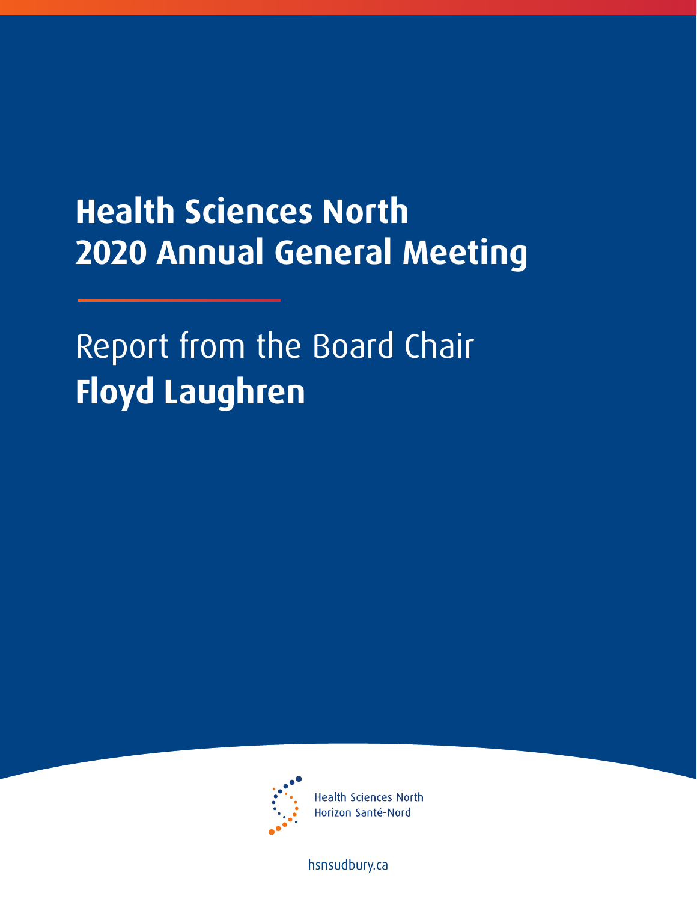# Health Sciences North
# 2020 Annual General Meeting

Report from the Board Chair
**Floyd Laughren**

Health Sciences North
Horizon Santé-Nord

hsnsudbury.ca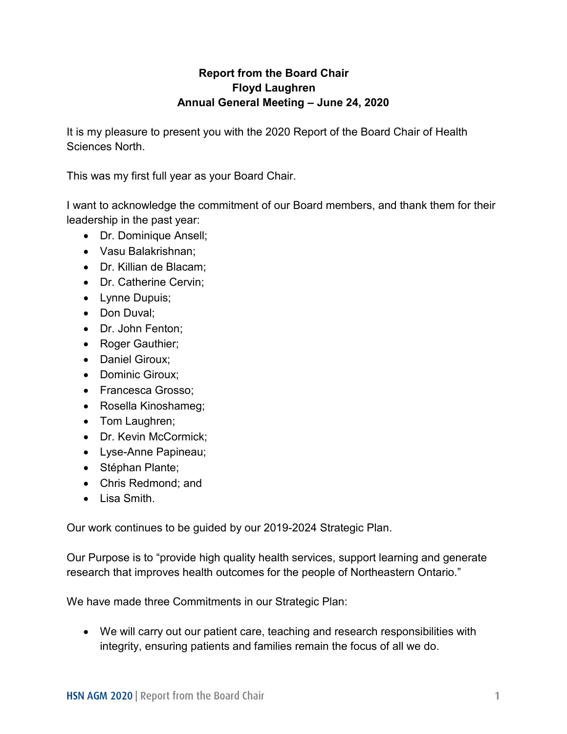**Report from the Board Chair**
**Floyd Laughren**
**Annual General Meeting – June 24, 2020**

It is my pleasure to present you with the 2020 Report of the Board Chair of Health Sciences North.

This was my first full year as your Board Chair.

I want to acknowledge the commitment of our Board members, and thank them for their leadership in the past year:

- Dr. Dominique Ansell;
- Vasu Balakrishnan;
- Dr. Killian de Blacam;
- Dr. Catherine Cervin;
- Lynne Dupuis;
- Don Duval;
- Dr. John Fenton;
- Roger Gauthier;
- Daniel Giroux;
- Dominic Giroux;
- Francesca Grosso;
- Rosella Kinoshameg;
- Tom Laughren;
- Dr. Kevin McCormick;
- Lyse-Anne Papineau;
- Stéphan Plante;
- Chris Redmond; and
- Lisa Smith.

Our work continues to be guided by our 2019-2024 Strategic Plan.

Our Purpose is to "provide high quality health services, support learning and generate research that improves health outcomes for the people of Northeastern Ontario."

We have made three Commitments in our Strategic Plan:

- We will carry out our patient care, teaching and research responsibilities with integrity, ensuring patients and families remain the focus of all we do.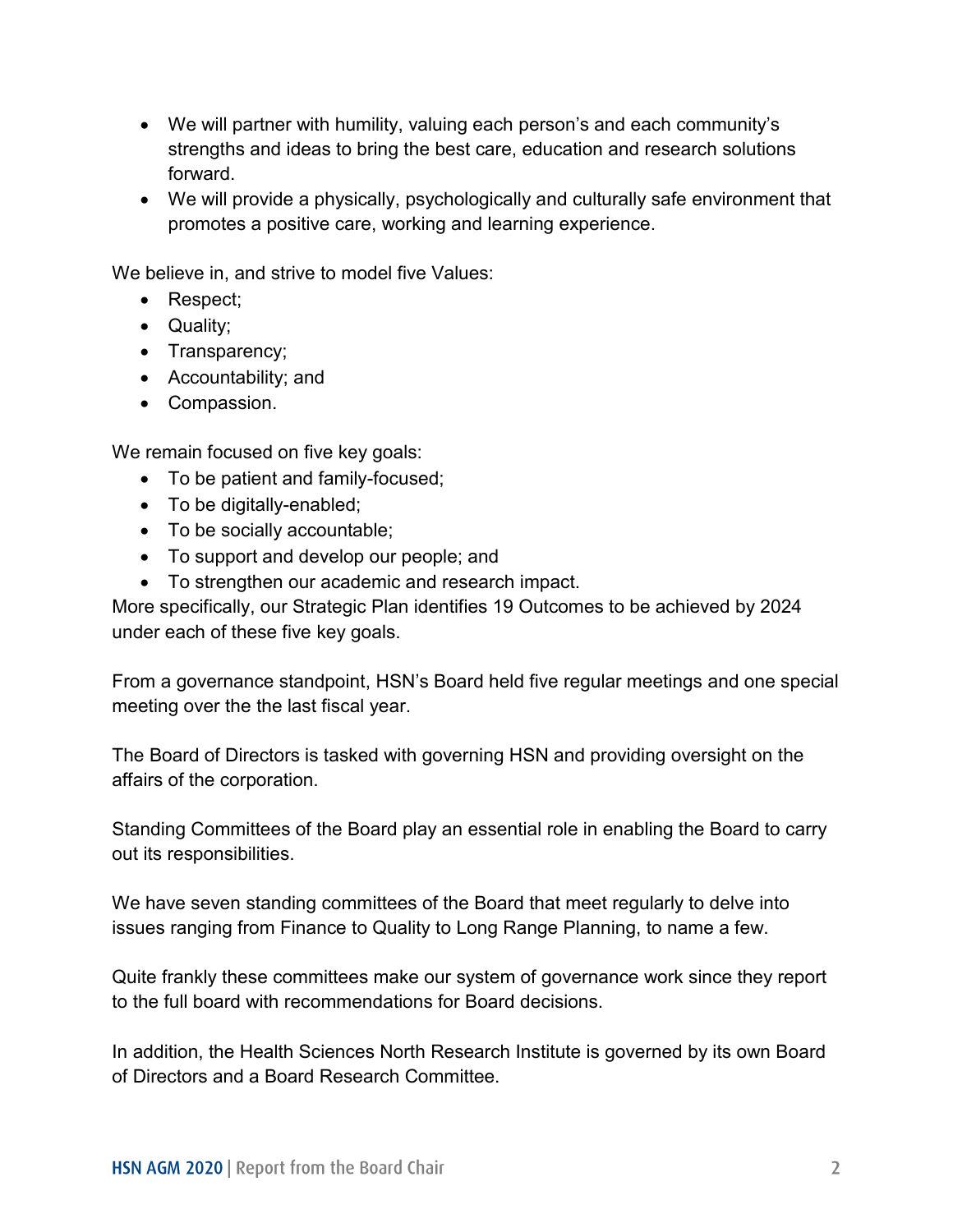- We will partner with humility, valuing each person's and each community's strengths and ideas to bring the best care, education and research solutions forward.
- We will provide a physically, psychologically and culturally safe environment that promotes a positive care, working and learning experience.

We believe in, and strive to model five Values:

- Respect;
- Quality;
- Transparency;
- Accountability; and
- Compassion.

We remain focused on five key goals:

- To be patient and family-focused;
- To be digitally-enabled;
- To be socially accountable;
- To support and develop our people; and
- To strengthen our academic and research impact.

More specifically, our Strategic Plan identifies 19 Outcomes to be achieved by 2024 under each of these five key goals.

From a governance standpoint, HSN's Board held five regular meetings and one special meeting over the the last fiscal year.

The Board of Directors is tasked with governing HSN and providing oversight on the affairs of the corporation.

Standing Committees of the Board play an essential role in enabling the Board to carry out its responsibilities.

We have seven standing committees of the Board that meet regularly to delve into issues ranging from Finance to Quality to Long Range Planning, to name a few.

Quite frankly these committees make our system of governance work since they report to the full board with recommendations for Board decisions.

In addition, the Health Sciences North Research Institute is governed by its own Board of Directors and a Board Research Committee.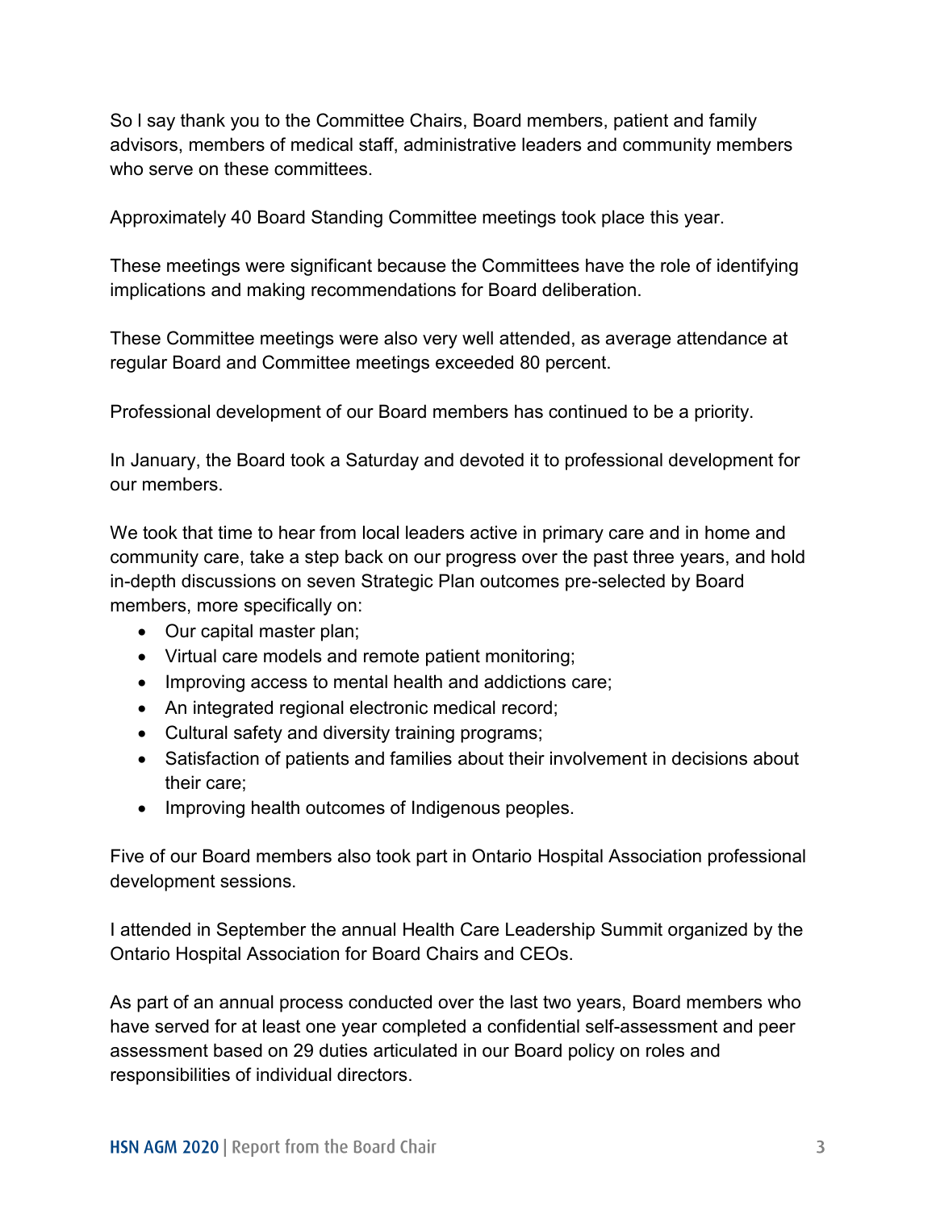So I say thank you to the Committee Chairs, Board members, patient and family advisors, members of medical staff, administrative leaders and community members who serve on these committees.

Approximately 40 Board Standing Committee meetings took place this year.

These meetings were significant because the Committees have the role of identifying implications and making recommendations for Board deliberation.

These Committee meetings were also very well attended, as average attendance at regular Board and Committee meetings exceeded 80 percent.

Professional development of our Board members has continued to be a priority.

In January, the Board took a Saturday and devoted it to professional development for our members.

We took that time to hear from local leaders active in primary care and in home and community care, take a step back on our progress over the past three years, and hold in-depth discussions on seven Strategic Plan outcomes pre-selected by Board members, more specifically on:

- Our capital master plan;
- Virtual care models and remote patient monitoring;
- Improving access to mental health and addictions care;
- An integrated regional electronic medical record;
- Cultural safety and diversity training programs;
- Satisfaction of patients and families about their involvement in decisions about their care;
- Improving health outcomes of Indigenous peoples.

Five of our Board members also took part in Ontario Hospital Association professional development sessions.

I attended in September the annual Health Care Leadership Summit organized by the Ontario Hospital Association for Board Chairs and CEOs.

As part of an annual process conducted over the last two years, Board members who have served for at least one year completed a confidential self-assessment and peer assessment based on 29 duties articulated in our Board policy on roles and responsibilities of individual directors.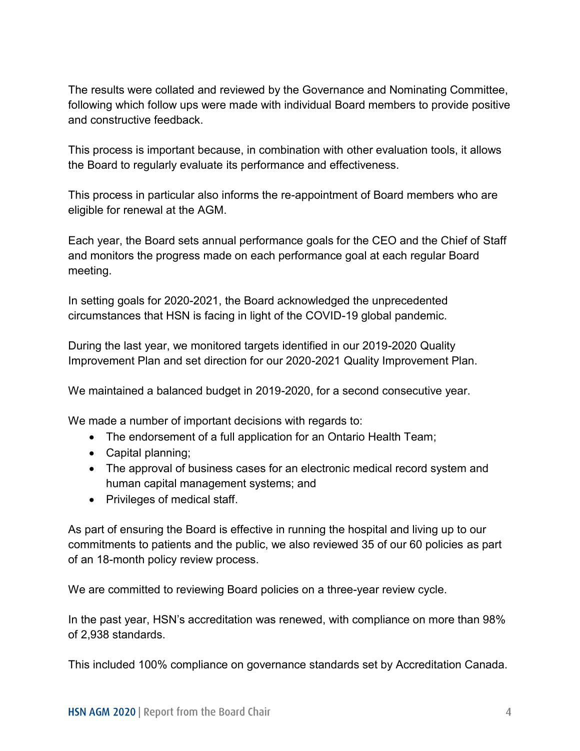The results were collated and reviewed by the Governance and Nominating Committee, following which follow ups were made with individual Board members to provide positive and constructive feedback.

This process is important because, in combination with other evaluation tools, it allows the Board to regularly evaluate its performance and effectiveness.

This process in particular also informs the re-appointment of Board members who are eligible for renewal at the AGM.

Each year, the Board sets annual performance goals for the CEO and the Chief of Staff and monitors the progress made on each performance goal at each regular Board meeting.

In setting goals for 2020-2021, the Board acknowledged the unprecedented circumstances that HSN is facing in light of the COVID-19 global pandemic.

During the last year, we monitored targets identified in our 2019-2020 Quality Improvement Plan and set direction for our 2020-2021 Quality Improvement Plan.

We maintained a balanced budget in 2019-2020, for a second consecutive year.

We made a number of important decisions with regards to:

- The endorsement of a full application for an Ontario Health Team;
- Capital planning;
- The approval of business cases for an electronic medical record system and human capital management systems; and
- Privileges of medical staff.

As part of ensuring the Board is effective in running the hospital and living up to our commitments to patients and the public, we also reviewed 35 of our 60 policies as part of an 18-month policy review process.

We are committed to reviewing Board policies on a three-year review cycle.

In the past year, HSN's accreditation was renewed, with compliance on more than 98% of 2,938 standards.

This included 100% compliance on governance standards set by Accreditation Canada.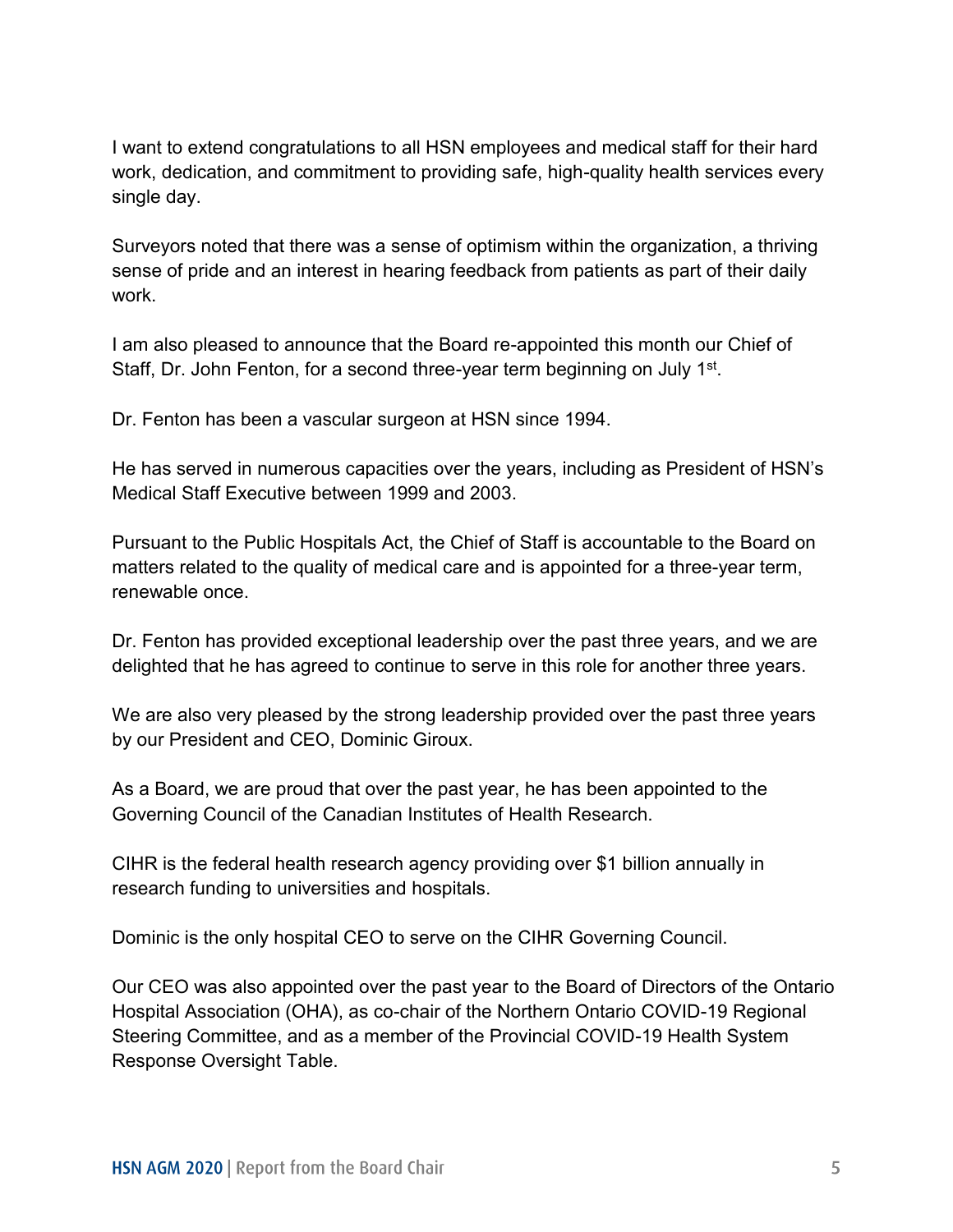I want to extend congratulations to all HSN employees and medical staff for their hard work, dedication, and commitment to providing safe, high-quality health services every single day.

Surveyors noted that there was a sense of optimism within the organization, a thriving sense of pride and an interest in hearing feedback from patients as part of their daily work.

I am also pleased to announce that the Board re-appointed this month our Chief of Staff, Dr. John Fenton, for a second three-year term beginning on July 1st.

Dr. Fenton has been a vascular surgeon at HSN since 1994.

He has served in numerous capacities over the years, including as President of HSN's Medical Staff Executive between 1999 and 2003.

Pursuant to the Public Hospitals Act, the Chief of Staff is accountable to the Board on matters related to the quality of medical care and is appointed for a three-year term, renewable once.

Dr. Fenton has provided exceptional leadership over the past three years, and we are delighted that he has agreed to continue to serve in this role for another three years.

We are also very pleased by the strong leadership provided over the past three years by our President and CEO, Dominic Giroux.

As a Board, we are proud that over the past year, he has been appointed to the Governing Council of the Canadian Institutes of Health Research.

CIHR is the federal health research agency providing over $1 billion annually in research funding to universities and hospitals.

Dominic is the only hospital CEO to serve on the CIHR Governing Council.

Our CEO was also appointed over the past year to the Board of Directors of the Ontario Hospital Association (OHA), as co-chair of the Northern Ontario COVID-19 Regional Steering Committee, and as a member of the Provincial COVID-19 Health System Response Oversight Table.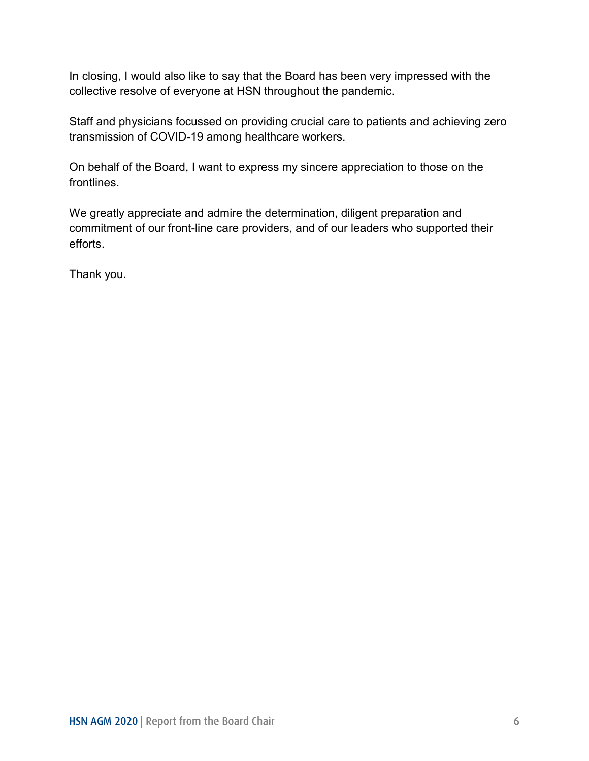In closing, I would also like to say that the Board has been very impressed with the collective resolve of everyone at HSN throughout the pandemic.

Staff and physicians focussed on providing crucial care to patients and achieving zero transmission of COVID-19 among healthcare workers.

On behalf of the Board, I want to express my sincere appreciation to those on the frontlines.

We greatly appreciate and admire the determination, diligent preparation and commitment of our front-line care providers, and of our leaders who supported their efforts.

Thank you.